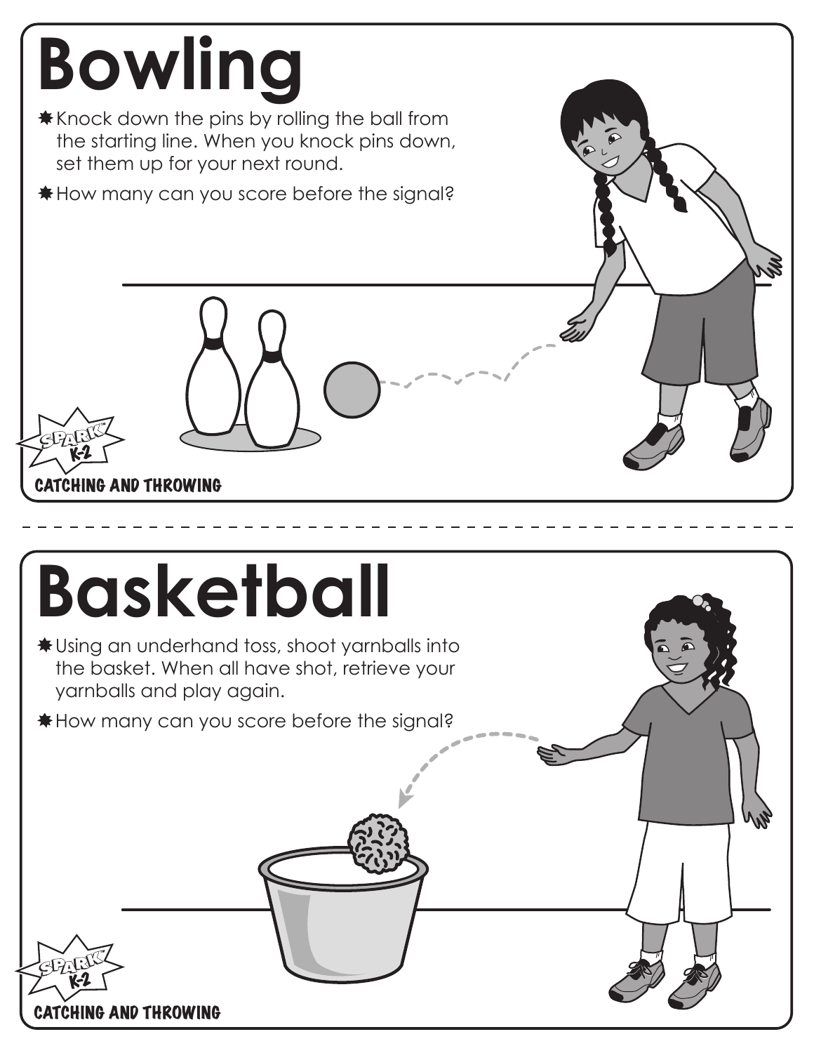# Bowling

- Knock down the pins by rolling the ball from the starting line. When you knock pins down, set them up for your next round.
- How many can you score before the signal?

SPARK K-2

CATCHING AND THROWING

# Basketball

- Using an underhand toss, shoot yarnballs into the basket. When all have shot, retrieve your yarnballs and play again.
- How many can you score before the signal?

SPARK K-2

CATCHING AND THROWING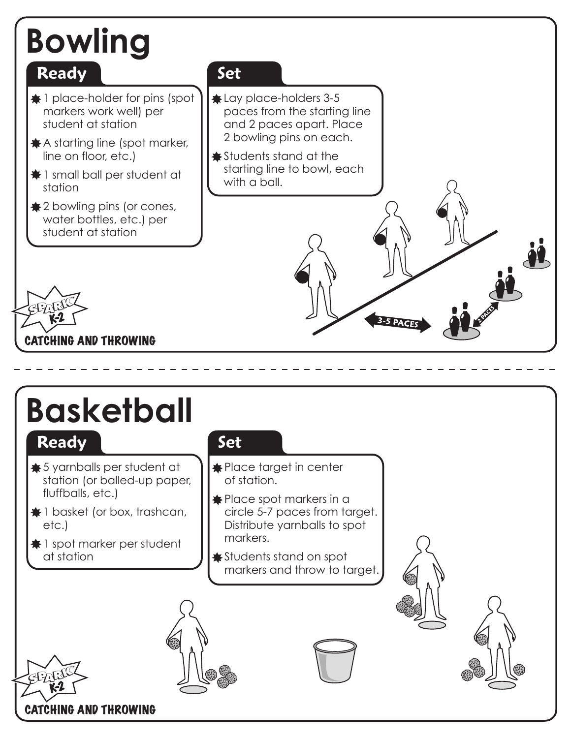# Bowling

## Ready

- 1 place-holder for pins (spot markers work well) per student at station
- A starting line (spot marker, line on floor, etc.)
- 1 small ball per student at station
- 2 bowling pins (or cones, water bottles, etc.) per student at station

## Set

- Lay place-holders 3-5 paces from the starting line and 2 paces apart. Place 2 bowling pins on each.
- Students stand at the starting line to bowl, each with a ball.

3-5 PACES

2 PACES

SPARK K-2

CATCHING AND THROWING

# Basketball

## Ready

- 5 yarnballs per student at station (or balled-up paper, fluffballs, etc.)
- 1 basket (or box, trashcan, etc.)
- 1 spot marker per student at station

## Set

- Place target in center of station.
- Place spot markers in a circle 5-7 paces from target. Distribute yarnballs to spot markers.
- Students stand on spot markers and throw to target.

SPARK K-2

CATCHING AND THROWING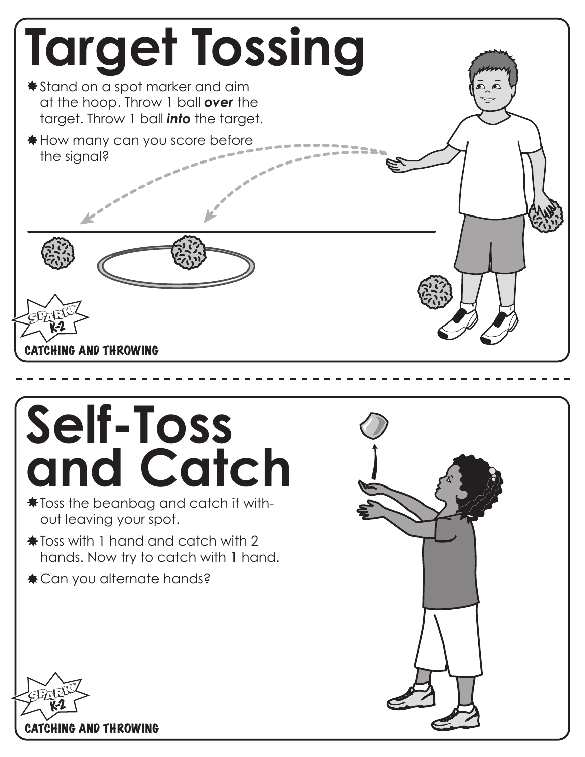# Target Tossing

- Stand on a spot marker and aim at the hoop. Throw 1 ball ***over*** the target. Throw 1 ball ***into*** the target.
- How many can you score before the signal?

SPARK K-2

CATCHING AND THROWING

# Self-Toss and Catch

- Toss the beanbag and catch it without leaving your spot.
- Toss with 1 hand and catch with 2 hands. Now try to catch with 1 hand.
- Can you alternate hands?

SPARK K-2

CATCHING AND THROWING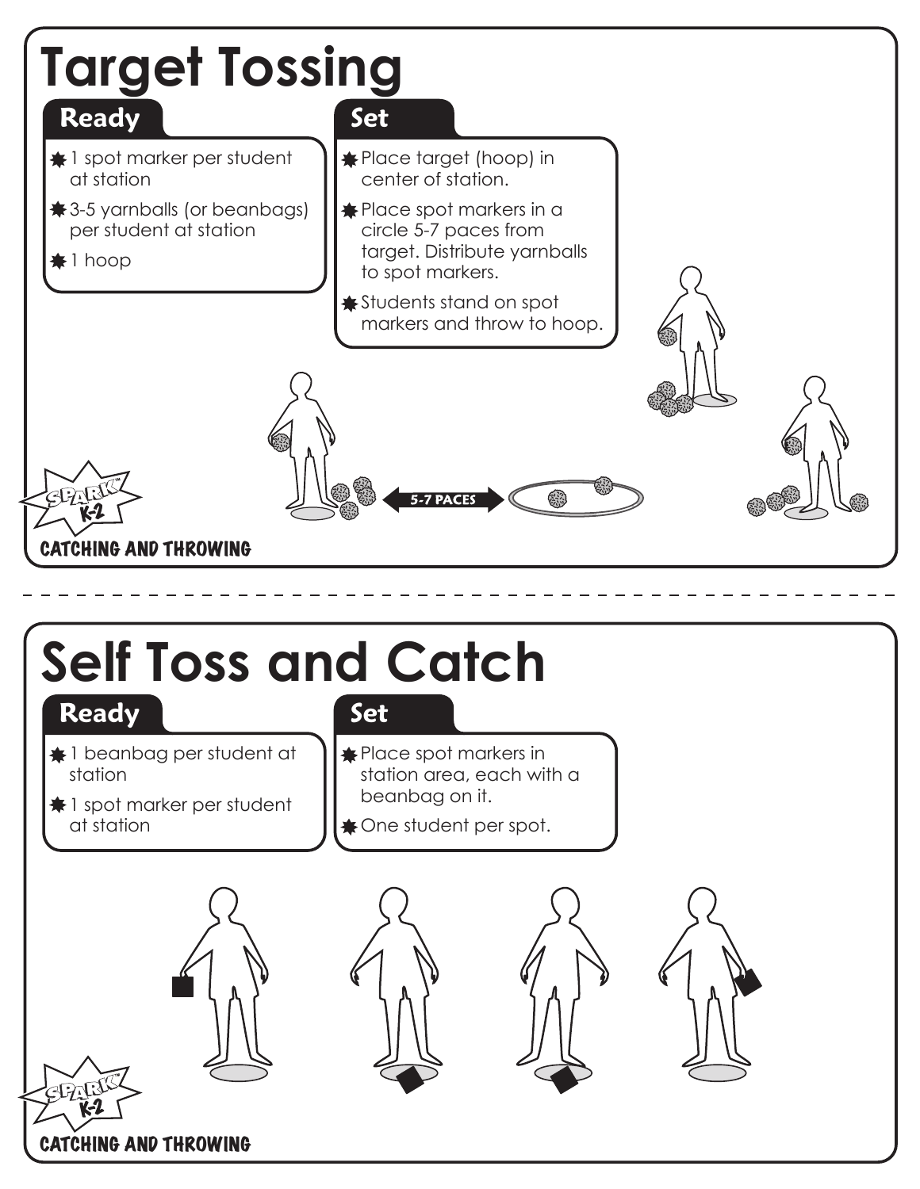# Target Tossing

## Ready

- 1 spot marker per student at station
- 3-5 yarnballs (or beanbags) per student at station
- 1 hoop

## Set

- Place target (hoop) in center of station.
- Place spot markers in a circle 5-7 paces from target. Distribute yarnballs to spot markers.
- Students stand on spot markers and throw to hoop.

5-7 PACES

CATCHING AND THROWING

# Self Toss and Catch

## Ready

- 1 beanbag per student at station
- 1 spot marker per student at station

## Set

- Place spot markers in station area, each with a beanbag on it.
- One student per spot.

CATCHING AND THROWING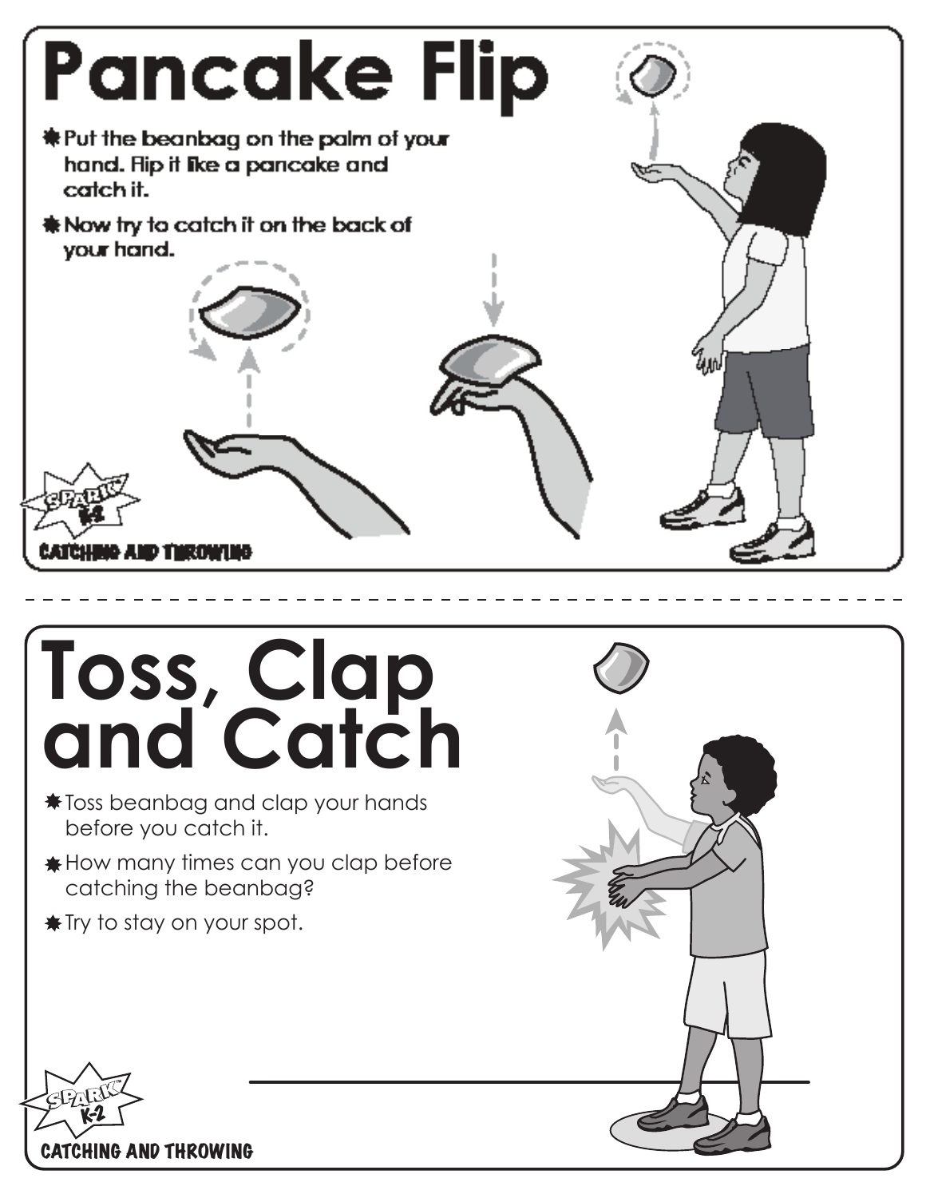# Pancake Flip

- Put the beanbag on the palm of your hand. Flip it like a pancake and catch it.
- Now try to catch it on the back of your hand.

SPARK K-2

CATCHING AND THROWING

# Toss, Clap and Catch

- Toss beanbag and clap your hands before you catch it.
- How many times can you clap before catching the beanbag?
- Try to stay on your spot.

SPARK K-2

CATCHING AND THROWING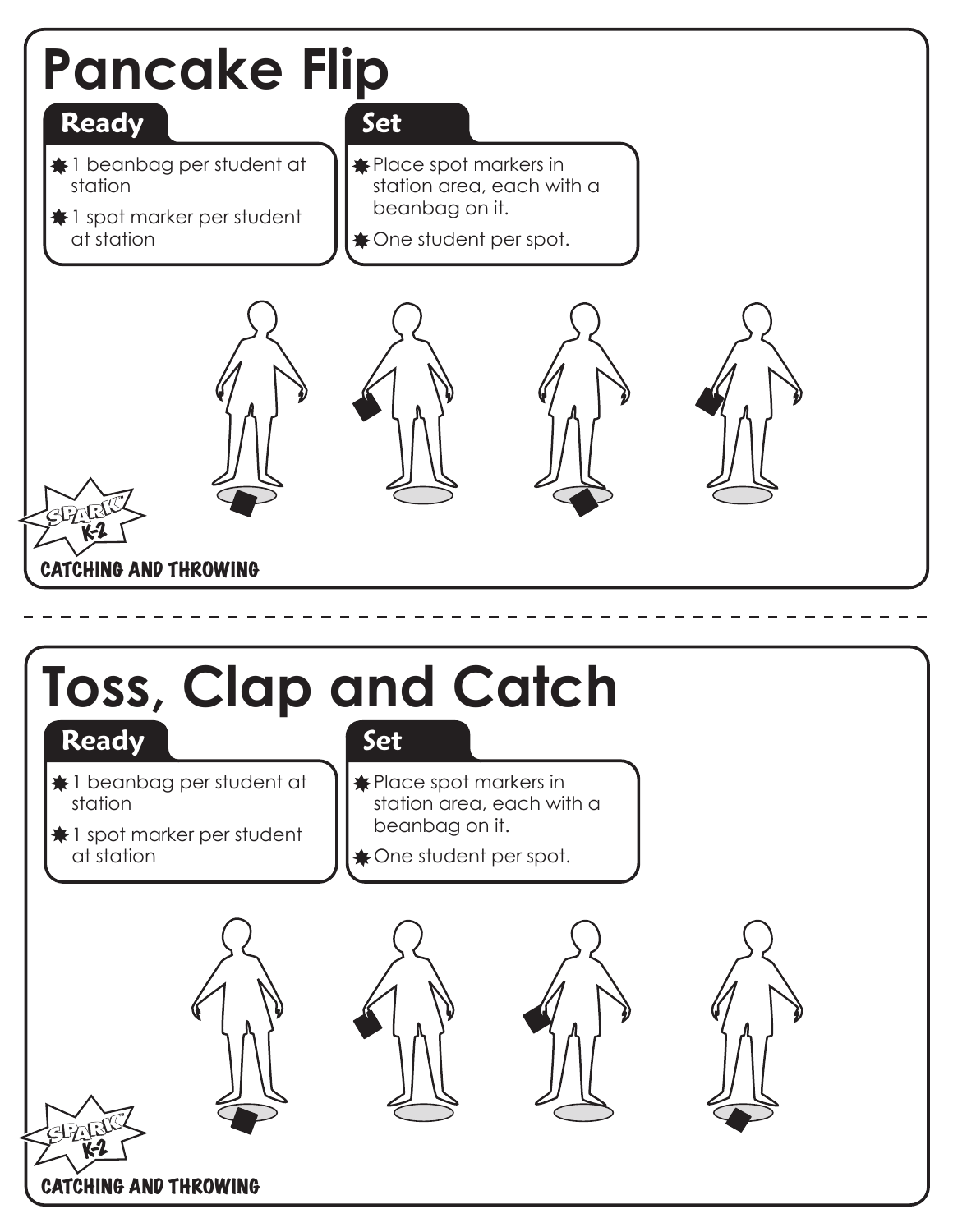# Pancake Flip

## Ready

- 1 beanbag per student at station
- 1 spot marker per student at station

## Set

- Place spot markers in station area, each with a beanbag on it.
- One student per spot.

CATCHING AND THROWING

# Toss, Clap and Catch

## Ready

- 1 beanbag per student at station
- 1 spot marker per student at station

## Set

- Place spot markers in station area, each with a beanbag on it.
- One student per spot.

CATCHING AND THROWING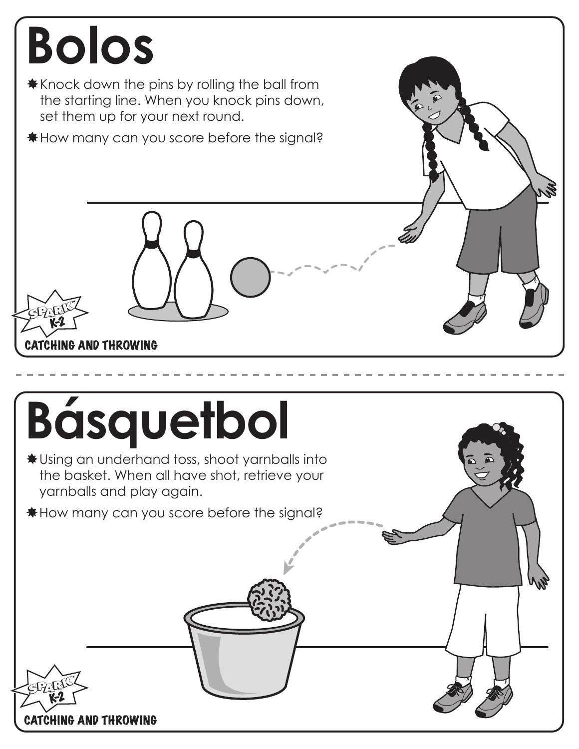# Bolos

- Knock down the pins by rolling the ball from the starting line. When you knock pins down, set them up for your next round.
- How many can you score before the signal?

SPARK K-2

CATCHING AND THROWING

# Básquetbol

- Using an underhand toss, shoot yarnballs into the basket. When all have shot, retrieve your yarnballs and play again.
- How many can you score before the signal?

SPARK K-2

CATCHING AND THROWING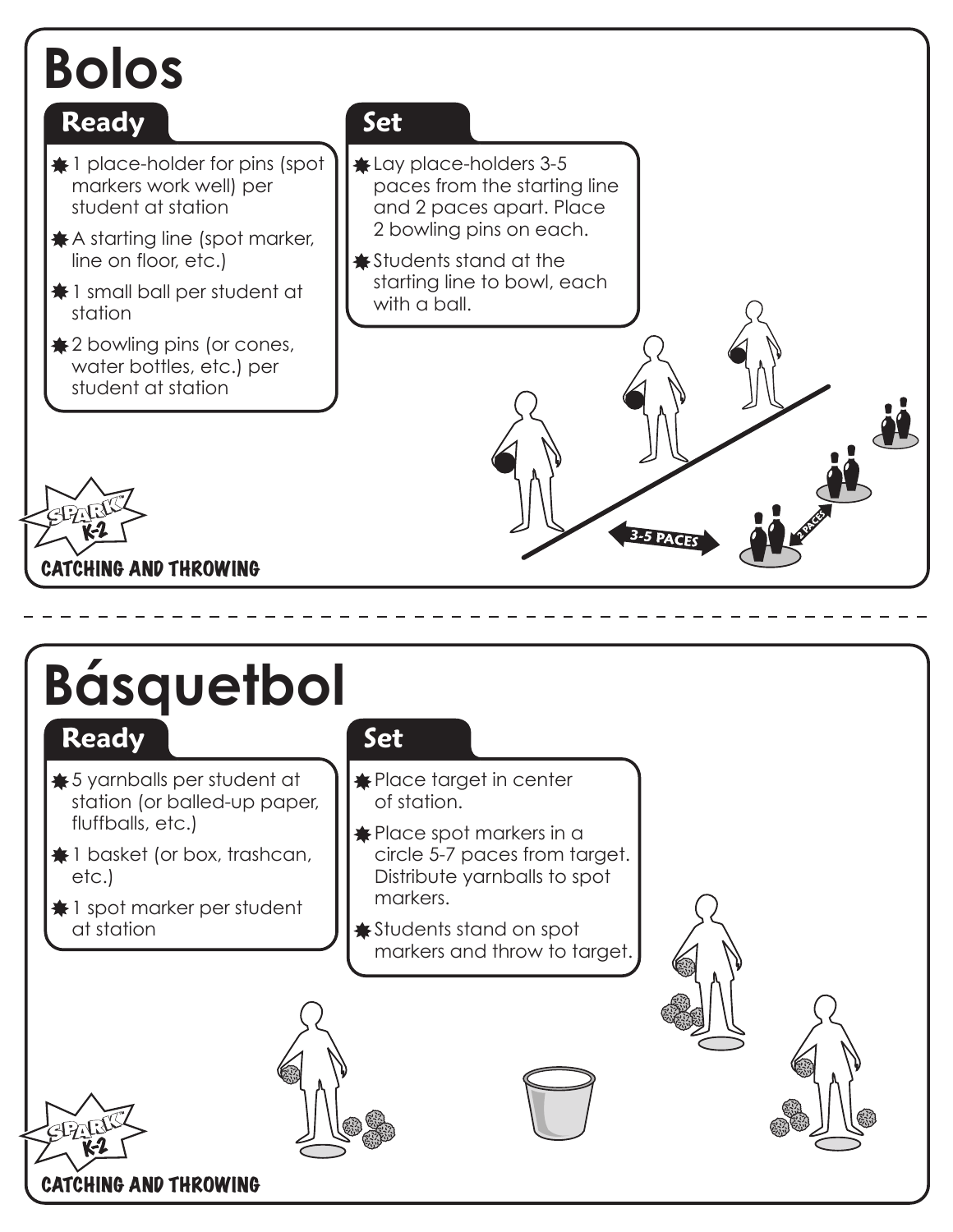# Bolos

## Ready

- 1 place-holder for pins (spot markers work well) per student at station
- A starting line (spot marker, line on floor, etc.)
- 1 small ball per student at station
- 2 bowling pins (or cones, water bottles, etc.) per student at station

## Set

- Lay place-holders 3-5 paces from the starting line and 2 paces apart. Place 2 bowling pins on each.
- Students stand at the starting line to bowl, each with a ball.

3-5 PACES

2 PACES

SPARK K-2

CATCHING AND THROWING

# Básquetbol

## Ready

- 5 yarnballs per student at station (or balled-up paper, fluffballs, etc.)
- 1 basket (or box, trashcan, etc.)
- 1 spot marker per student at station

## Set

- Place target in center of station.
- Place spot markers in a circle 5-7 paces from target. Distribute yarnballs to spot markers.
- Students stand on spot markers and throw to target.

SPARK K-2

CATCHING AND THROWING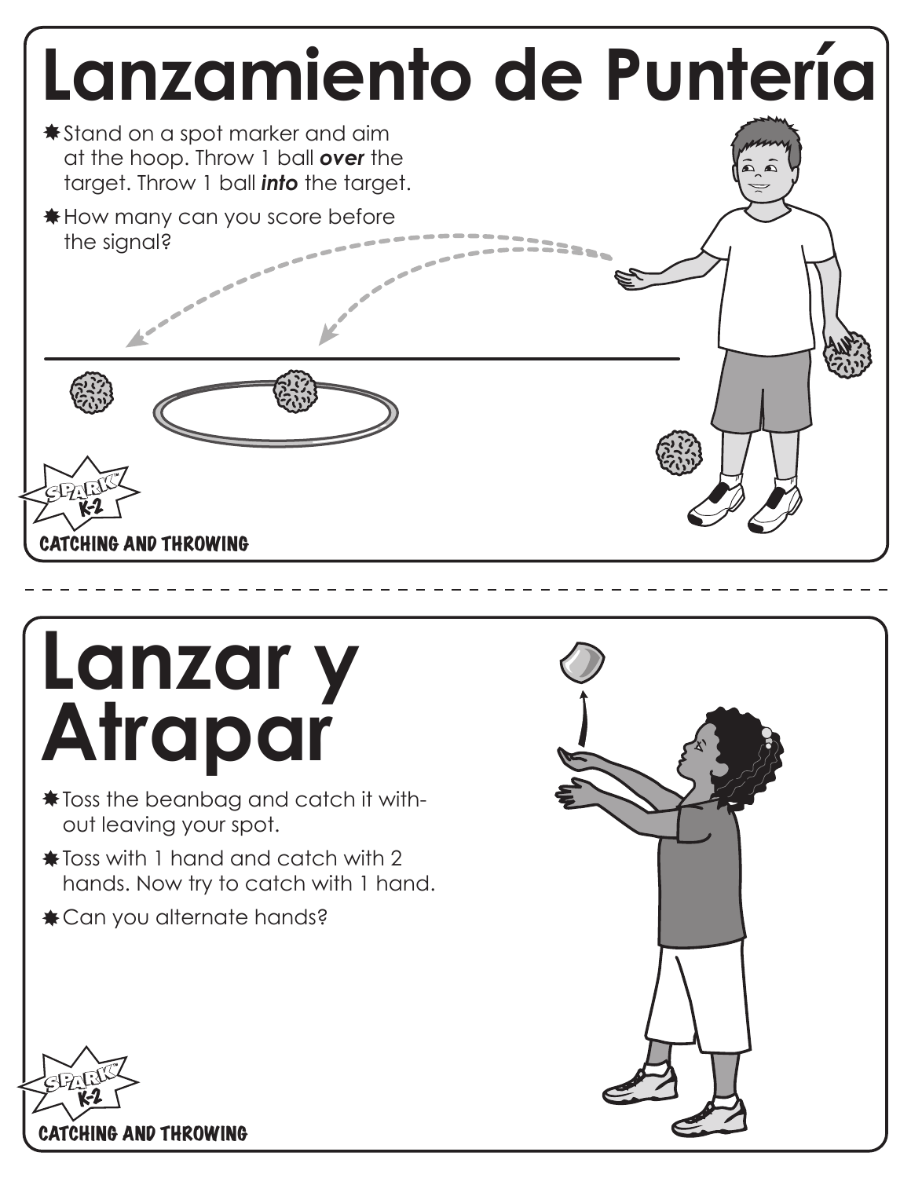# Lanzamiento de Puntería

- Stand on a spot marker and aim at the hoop. Throw 1 ball ***over*** the target. Throw 1 ball ***into*** the target.
- How many can you score before the signal?

SPARK K-2

CATCHING AND THROWING

# Lanzar y Atrapar

- Toss the beanbag and catch it without leaving your spot.
- Toss with 1 hand and catch with 2 hands. Now try to catch with 1 hand.
- Can you alternate hands?

SPARK K-2

CATCHING AND THROWING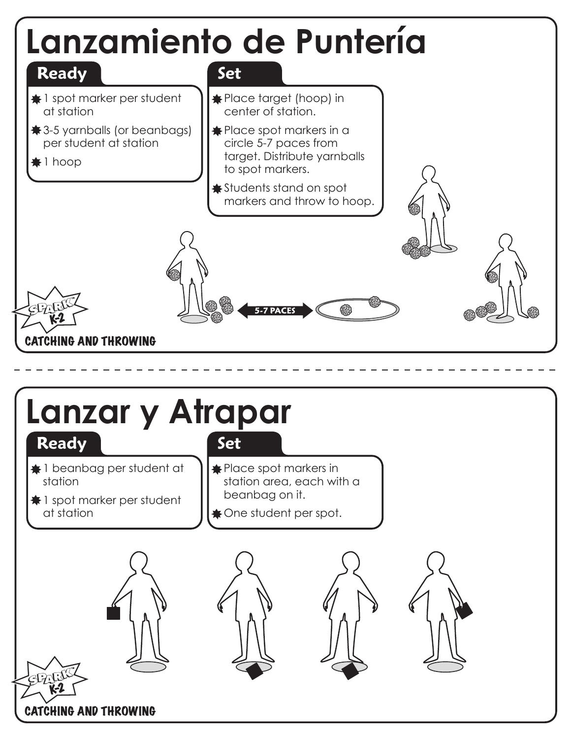# Lanzamiento de Puntería

## Ready

- 1 spot marker per student at station
- 3-5 yarnballs (or beanbags) per student at station
- 1 hoop

## Set

- Place target (hoop) in center of station.
- Place spot markers in a circle 5-7 paces from target. Distribute yarnballs to spot markers.
- Students stand on spot markers and throw to hoop.

5-7 PACES

CATCHING AND THROWING

---

# Lanzar y Atrapar

## Ready

- 1 beanbag per student at station
- 1 spot marker per student at station

## Set

- Place spot markers in station area, each with a beanbag on it.
- One student per spot.

CATCHING AND THROWING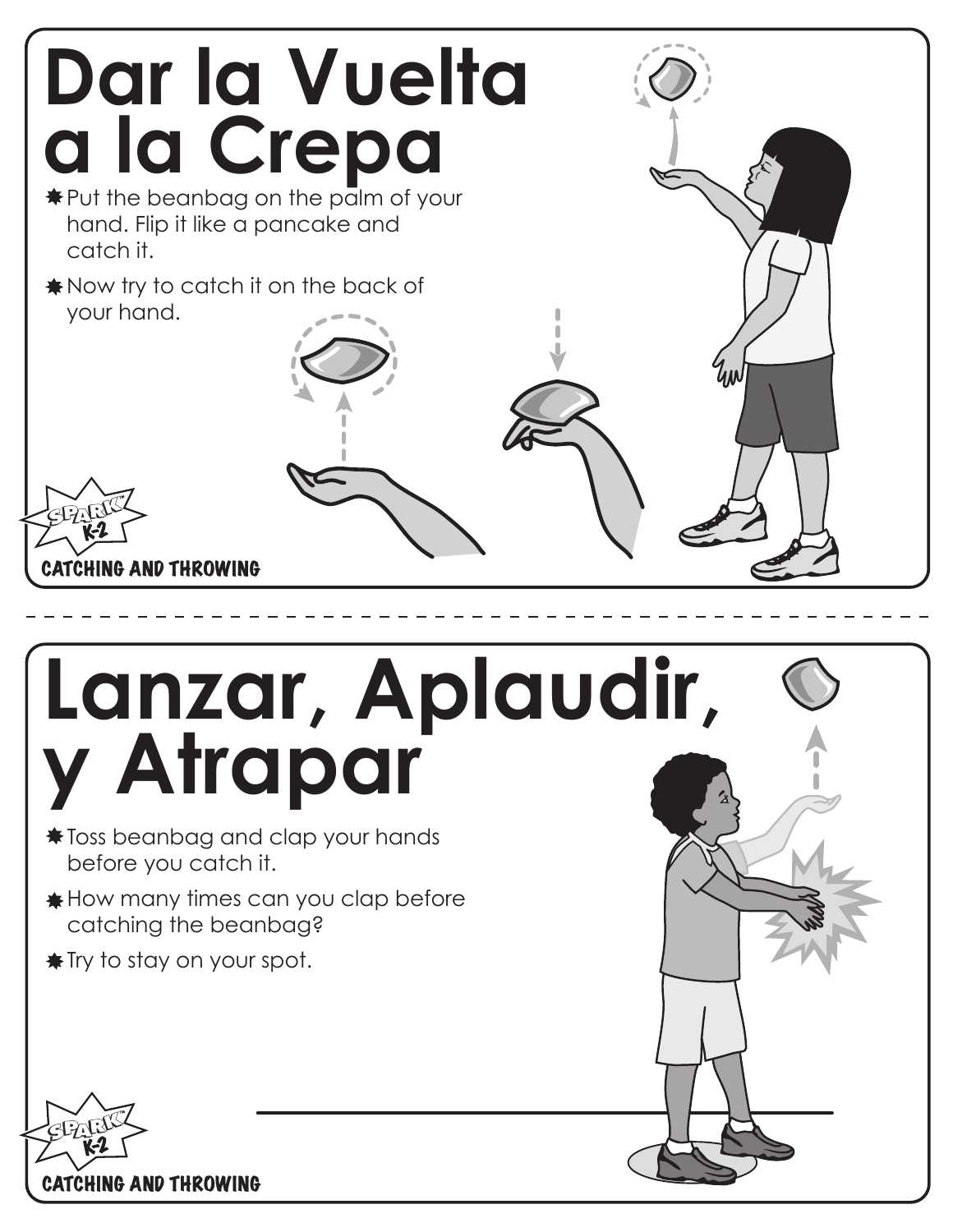# Dar la Vuelta a la Crepa

- Put the beanbag on the palm of your hand. Flip it like a pancake and catch it.
- Now try to catch it on the back of your hand.

SPARK K-2

CATCHING AND THROWING

# Lanzar, Aplaudir, y Atrapar

- Toss beanbag and clap your hands before you catch it.
- How many times can you clap before catching the beanbag?
- Try to stay on your spot.

SPARK K-2

CATCHING AND THROWING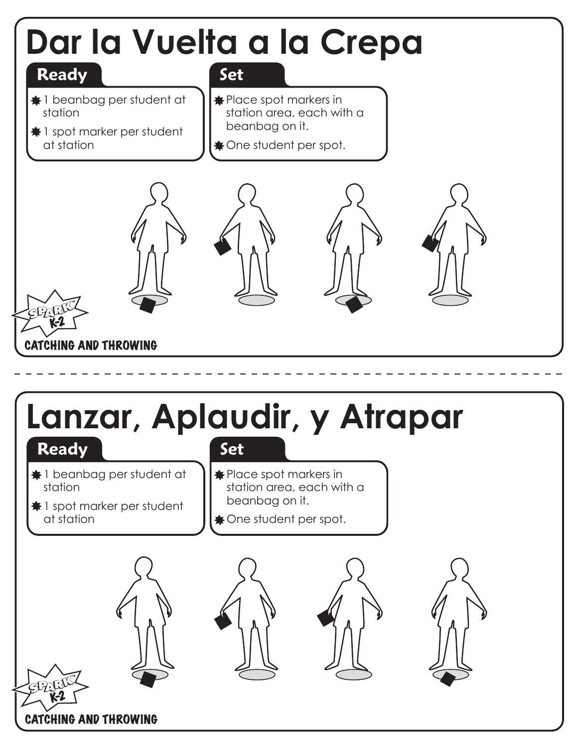# Dar la Vuelta a la Crepa

## Ready

- 1 beanbag per student at station
- 1 spot marker per student at station

## Set

- Place spot markers in station area, each with a beanbag on it.
- One student per spot.

SPARK K-2

CATCHING AND THROWING

---

# Lanzar, Aplaudir, y Atrapar

## Ready

- 1 beanbag per student at station
- 1 spot marker per student at station

## Set

- Place spot markers in station area, each with a beanbag on it.
- One student per spot.

SPARK K-2

CATCHING AND THROWING